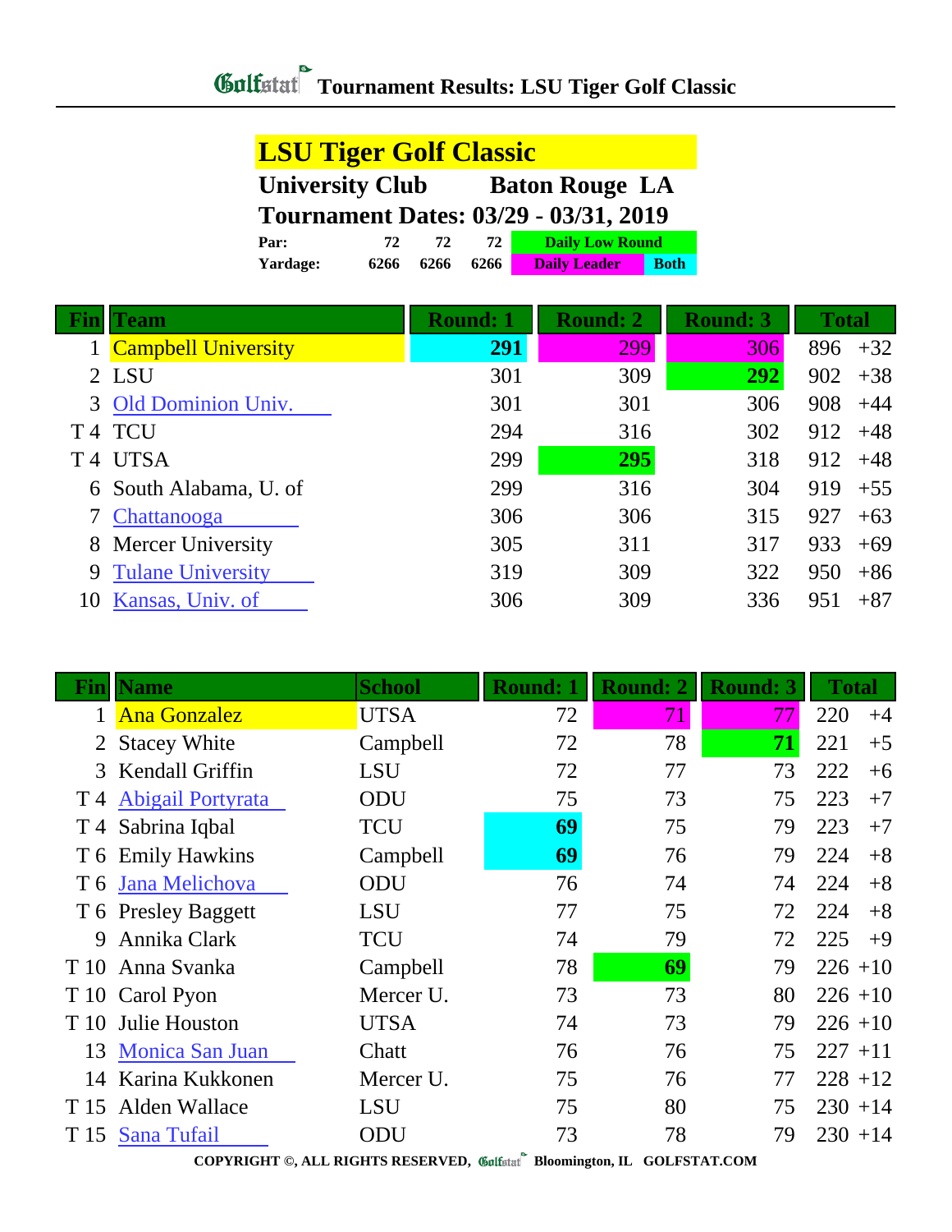# Tournament Results: LSU Tiger Golf Classic

## LSU Tiger Golf Classic

**University Club Baton Rouge LA**

**Tournament Dates: 03/29 - 03/31, 2019**

| | | | | |
|---|---|---|---|---|
| Par: | 72 | 72 | 72 | Daily Low Round |
| Yardage: | 6266 | 6266 | 6266 | Daily Leader / Both |

| Fin | Team | Round: 1 | Round: 2 | Round: 3 | Total | |
|---|---|---|---|---|---|---|
| 1 | Campbell University | **291** | 299 | 306 | 896 | +32 |
| 2 | LSU | 301 | 309 | **292** | 902 | +38 |
| 3 | Old Dominion Univ. | 301 | 301 | 306 | 908 | +44 |
| T 4 | TCU | 294 | 316 | 302 | 912 | +48 |
| T 4 | UTSA | 299 | **295** | 318 | 912 | +48 |
| 6 | South Alabama, U. of | 299 | 316 | 304 | 919 | +55 |
| 7 | Chattanooga | 306 | 306 | 315 | 927 | +63 |
| 8 | Mercer University | 305 | 311 | 317 | 933 | +69 |
| 9 | Tulane University | 319 | 309 | 322 | 950 | +86 |
| 10 | Kansas, Univ. of | 306 | 309 | 336 | 951 | +87 |

| Fin | Name | School | Round: 1 | Round: 2 | Round: 3 | Total | |
|---|---|---|---|---|---|---|---|
| 1 | Ana Gonzalez | UTSA | 72 | 71 | 77 | 220 | +4 |
| 2 | Stacey White | Campbell | 72 | 78 | **71** | 221 | +5 |
| 3 | Kendall Griffin | LSU | 72 | 77 | 73 | 222 | +6 |
| T 4 | Abigail Portyrata | ODU | 75 | 73 | 75 | 223 | +7 |
| T 4 | Sabrina Iqbal | TCU | **69** | 75 | 79 | 223 | +7 |
| T 6 | Emily Hawkins | Campbell | **69** | 76 | 79 | 224 | +8 |
| T 6 | Jana Melichova | ODU | 76 | 74 | 74 | 224 | +8 |
| T 6 | Presley Baggett | LSU | 77 | 75 | 72 | 224 | +8 |
| 9 | Annika Clark | TCU | 74 | 79 | 72 | 225 | +9 |
| T 10 | Anna Svanka | Campbell | 78 | **69** | 79 | 226 | +10 |
| T 10 | Carol Pyon | Mercer U. | 73 | 73 | 80 | 226 | +10 |
| T 10 | Julie Houston | UTSA | 74 | 73 | 79 | 226 | +10 |
| 13 | Monica San Juan | Chatt | 76 | 76 | 75 | 227 | +11 |
| 14 | Karina Kukkonen | Mercer U. | 75 | 76 | 77 | 228 | +12 |
| T 15 | Alden Wallace | LSU | 75 | 80 | 75 | 230 | +14 |
| T 15 | Sana Tufail | ODU | 73 | 78 | 79 | 230 | +14 |

COPYRIGHT ©, ALL RIGHTS RESERVED, Golfstat Bloomington, IL GOLFSTAT.COM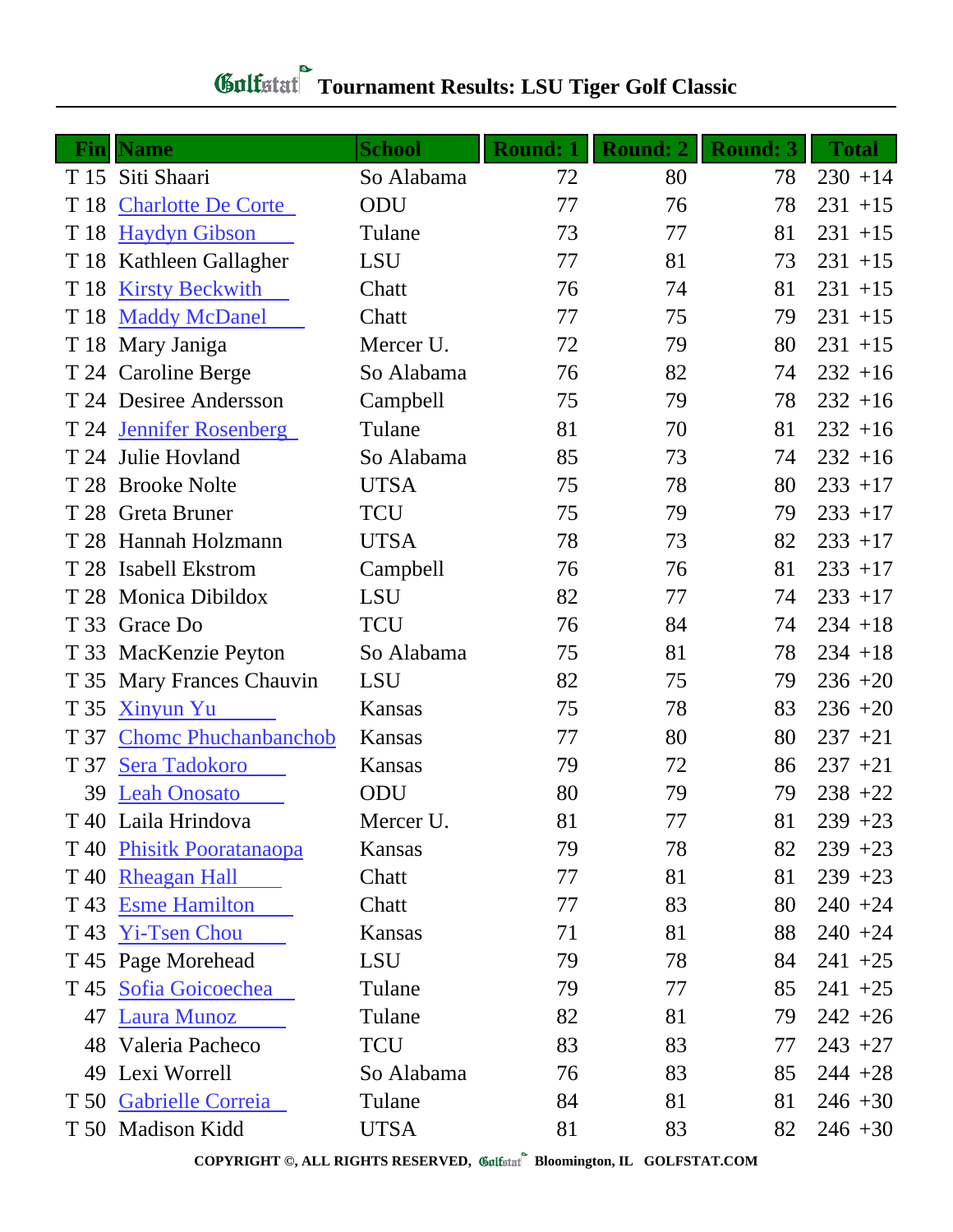# Tournament Results: LSU Tiger Golf Classic

| Fin | Name | School | Round: 1 | Round: 2 | Round: 3 | Total | |
|---|---|---|---|---|---|---|---|
| T 15 | Siti Shaari | So Alabama | 72 | 80 | 78 | 230 | +14 |
| T 18 | Charlotte De Corte | ODU | 77 | 76 | 78 | 231 | +15 |
| T 18 | Haydyn Gibson | Tulane | 73 | 77 | 81 | 231 | +15 |
| T 18 | Kathleen Gallagher | LSU | 77 | 81 | 73 | 231 | +15 |
| T 18 | Kirsty Beckwith | Chatt | 76 | 74 | 81 | 231 | +15 |
| T 18 | Maddy McDanel | Chatt | 77 | 75 | 79 | 231 | +15 |
| T 18 | Mary Janiga | Mercer U. | 72 | 79 | 80 | 231 | +15 |
| T 24 | Caroline Berge | So Alabama | 76 | 82 | 74 | 232 | +16 |
| T 24 | Desiree Andersson | Campbell | 75 | 79 | 78 | 232 | +16 |
| T 24 | Jennifer Rosenberg | Tulane | 81 | 70 | 81 | 232 | +16 |
| T 24 | Julie Hovland | So Alabama | 85 | 73 | 74 | 232 | +16 |
| T 28 | Brooke Nolte | UTSA | 75 | 78 | 80 | 233 | +17 |
| T 28 | Greta Bruner | TCU | 75 | 79 | 79 | 233 | +17 |
| T 28 | Hannah Holzmann | UTSA | 78 | 73 | 82 | 233 | +17 |
| T 28 | Isabell Ekstrom | Campbell | 76 | 76 | 81 | 233 | +17 |
| T 28 | Monica Dibildox | LSU | 82 | 77 | 74 | 233 | +17 |
| T 33 | Grace Do | TCU | 76 | 84 | 74 | 234 | +18 |
| T 33 | MacKenzie Peyton | So Alabama | 75 | 81 | 78 | 234 | +18 |
| T 35 | Mary Frances Chauvin | LSU | 82 | 75 | 79 | 236 | +20 |
| T 35 | Xinyun Yu | Kansas | 75 | 78 | 83 | 236 | +20 |
| T 37 | Chomc Phuchanbanchob | Kansas | 77 | 80 | 80 | 237 | +21 |
| T 37 | Sera Tadokoro | Kansas | 79 | 72 | 86 | 237 | +21 |
| 39 | Leah Onosato | ODU | 80 | 79 | 79 | 238 | +22 |
| T 40 | Laila Hrindova | Mercer U. | 81 | 77 | 81 | 239 | +23 |
| T 40 | Phisitk Pooratanaopa | Kansas | 79 | 78 | 82 | 239 | +23 |
| T 40 | Rheagan Hall | Chatt | 77 | 81 | 81 | 239 | +23 |
| T 43 | Esme Hamilton | Chatt | 77 | 83 | 80 | 240 | +24 |
| T 43 | Yi-Tsen Chou | Kansas | 71 | 81 | 88 | 240 | +24 |
| T 45 | Page Morehead | LSU | 79 | 78 | 84 | 241 | +25 |
| T 45 | Sofia Goicoechea | Tulane | 79 | 77 | 85 | 241 | +25 |
| 47 | Laura Munoz | Tulane | 82 | 81 | 79 | 242 | +26 |
| 48 | Valeria Pacheco | TCU | 83 | 83 | 77 | 243 | +27 |
| 49 | Lexi Worrell | So Alabama | 76 | 83 | 85 | 244 | +28 |
| T 50 | Gabrielle Correia | Tulane | 84 | 81 | 81 | 246 | +30 |
| T 50 | Madison Kidd | UTSA | 81 | 83 | 82 | 246 | +30 |

COPYRIGHT ©, ALL RIGHTS RESERVED, Golfstat Bloomington, IL GOLFSTAT.COM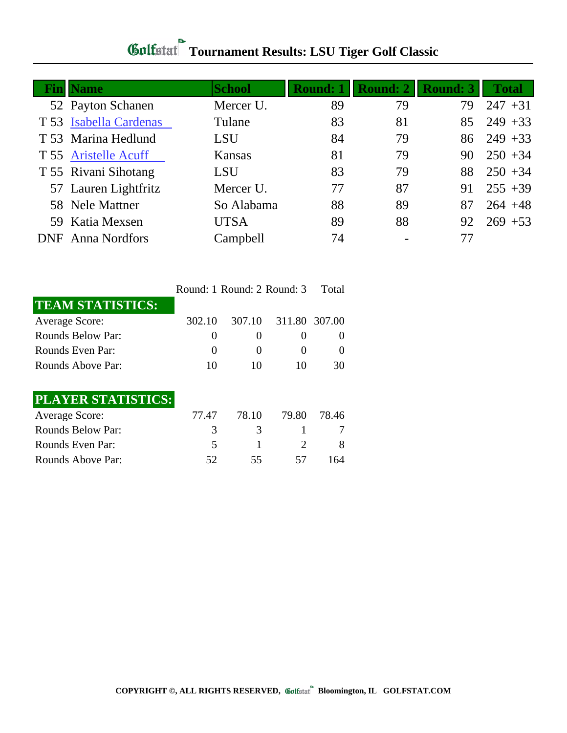# Golfstat Tournament Results: LSU Tiger Golf Classic

| Fin | Name | School | Round: 1 | Round: 2 | Round: 3 | Total | |
|---|---|---|---|---|---|---|---|
| 52 | Payton Schanen | Mercer U. | 89 | 79 | 79 | 247 | +31 |
| T 53 | Isabella Cardenas | Tulane | 83 | 81 | 85 | 249 | +33 |
| T 53 | Marina Hedlund | LSU | 84 | 79 | 86 | 249 | +33 |
| T 55 | Aristelle Acuff | Kansas | 81 | 79 | 90 | 250 | +34 |
| T 55 | Rivani Sihotang | LSU | 83 | 79 | 88 | 250 | +34 |
| 57 | Lauren Lightfritz | Mercer U. | 77 | 87 | 91 | 255 | +39 |
| 58 | Nele Mattner | So Alabama | 88 | 89 | 87 | 264 | +48 |
| 59 | Katia Mexsen | UTSA | 89 | 88 | 92 | 269 | +53 |
| DNF | Anna Nordfors | Campbell | 74 | - | 77 | | |

| TEAM STATISTICS: | Round: 1 | Round: 2 | Round: 3 | Total |
|---|---|---|---|---|
| Average Score: | 302.10 | 307.10 | 311.80 | 307.00 |
| Rounds Below Par: | 0 | 0 | 0 | 0 |
| Rounds Even Par: | 0 | 0 | 0 | 0 |
| Rounds Above Par: | 10 | 10 | 10 | 30 |

| PLAYER STATISTICS: | Round: 1 | Round: 2 | Round: 3 | Total |
|---|---|---|---|---|
| Average Score: | 77.47 | 78.10 | 79.80 | 78.46 |
| Rounds Below Par: | 3 | 3 | 1 | 7 |
| Rounds Even Par: | 5 | 1 | 2 | 8 |
| Rounds Above Par: | 52 | 55 | 57 | 164 |

COPYRIGHT ©, ALL RIGHTS RESERVED, Golfstat Bloomington, IL GOLFSTAT.COM